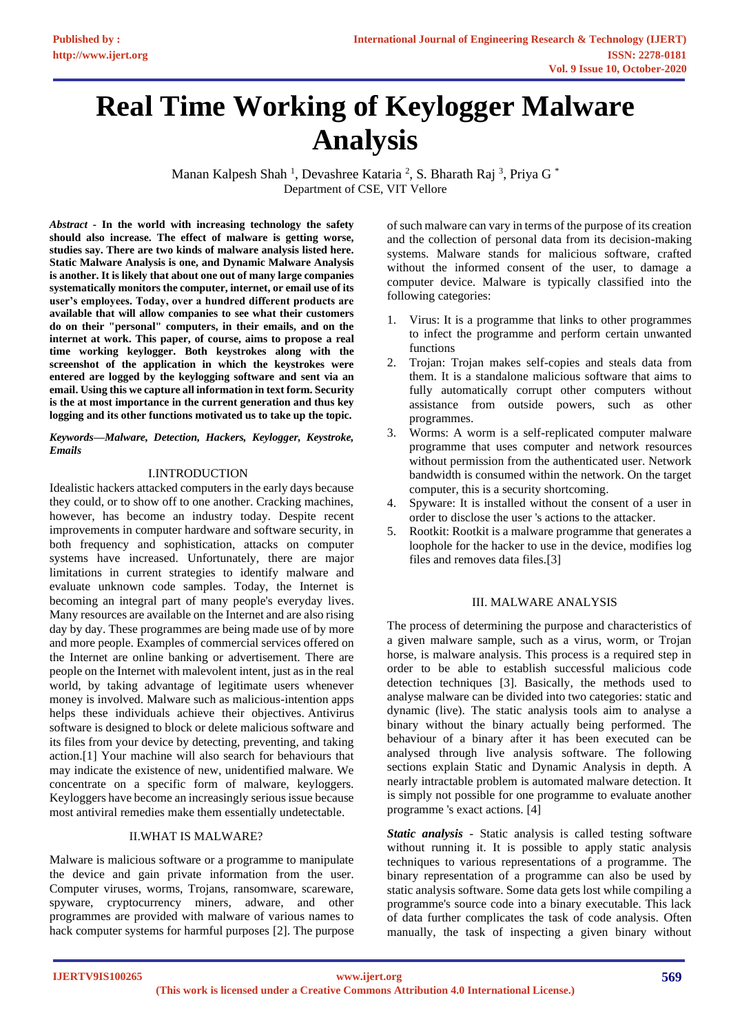# Real Time Working of Keylogger Malware Analysis

Manan Kalpesh Shah [1], Devashree Kataria [2], S. Bharath Raj [3], Priya G [*]
Department of CSE, VIT Vellore

***Abstract* - In the world with increasing technology the safety should also increase. The effect of malware is getting worse, studies say. There are two kinds of malware analysis listed here. Static Malware Analysis is one, and Dynamic Malware Analysis is another. It is likely that about one out of many large companies systematically monitors the computer, internet, or email use of its user's employees. Today, over a hundred different products are available that will allow companies to see what their customers do on their "personal" computers, in their emails, and on the internet at work. This paper, of course, aims to propose a real time working keylogger. Both keystrokes along with the screenshot of the application in which the keystrokes were entered are logged by the keylogging software and sent via an email. Using this we capture all information in text form. Security is the at most importance in the current generation and thus key logging and its other functions motivated us to take up the topic.**

***Keywords—Malware, Detection, Hackers, Keylogger, Keystroke, Emails***

## I.INTRODUCTION

Idealistic hackers attacked computers in the early days because they could, or to show off to one another. Cracking machines, however, has become an industry today. Despite recent improvements in computer hardware and software security, in both frequency and sophistication, attacks on computer systems have increased. Unfortunately, there are major limitations in current strategies to identify malware and evaluate unknown code samples. Today, the Internet is becoming an integral part of many people's everyday lives. Many resources are available on the Internet and are also rising day by day. These programmes are being made use of by more and more people. Examples of commercial services offered on the Internet are online banking or advertisement. There are people on the Internet with malevolent intent, just as in the real world, by taking advantage of legitimate users whenever money is involved. Malware such as malicious-intention apps helps these individuals achieve their objectives. Antivirus software is designed to block or delete malicious software and its files from your device by detecting, preventing, and taking action.[1] Your machine will also search for behaviours that may indicate the existence of new, unidentified malware. We concentrate on a specific form of malware, keyloggers. Keyloggers have become an increasingly serious issue because most antiviral remedies make them essentially undetectable.

## II.WHAT IS MALWARE?

Malware is malicious software or a programme to manipulate the device and gain private information from the user. Computer viruses, worms, Trojans, ransomware, scareware, spyware, cryptocurrency miners, adware, and other programmes are provided with malware of various names to hack computer systems for harmful purposes [2]. The purpose of such malware can vary in terms of the purpose of its creation and the collection of personal data from its decision-making systems. Malware stands for malicious software, crafted without the informed consent of the user, to damage a computer device. Malware is typically classified into the following categories:

1. Virus: It is a programme that links to other programmes to infect the programme and perform certain unwanted functions
2. Trojan: Trojan makes self-copies and steals data from them. It is a standalone malicious software that aims to fully automatically corrupt other computers without assistance from outside powers, such as other programmes.
3. Worms: A worm is a self-replicated computer malware programme that uses computer and network resources without permission from the authenticated user. Network bandwidth is consumed within the network. On the target computer, this is a security shortcoming.
4. Spyware: It is installed without the consent of a user in order to disclose the user 's actions to the attacker.
5. Rootkit: Rootkit is a malware programme that generates a loophole for the hacker to use in the device, modifies log files and removes data files.[3]

## III. MALWARE ANALYSIS

The process of determining the purpose and characteristics of a given malware sample, such as a virus, worm, or Trojan horse, is malware analysis. This process is a required step in order to be able to establish successful malicious code detection techniques [3]. Basically, the methods used to analyse malware can be divided into two categories: static and dynamic (live). The static analysis tools aim to analyse a binary without the binary actually being performed. The behaviour of a binary after it has been executed can be analysed through live analysis software. The following sections explain Static and Dynamic Analysis in depth. A nearly intractable problem is automated malware detection. It is simply not possible for one programme to evaluate another programme 's exact actions. [4]

***Static analysis*** - Static analysis is called testing software without running it. It is possible to apply static analysis techniques to various representations of a programme. The binary representation of a programme can also be used by static analysis software. Some data gets lost while compiling a programme's source code into a binary executable. This lack of data further complicates the task of code analysis. Often manually, the task of inspecting a given binary without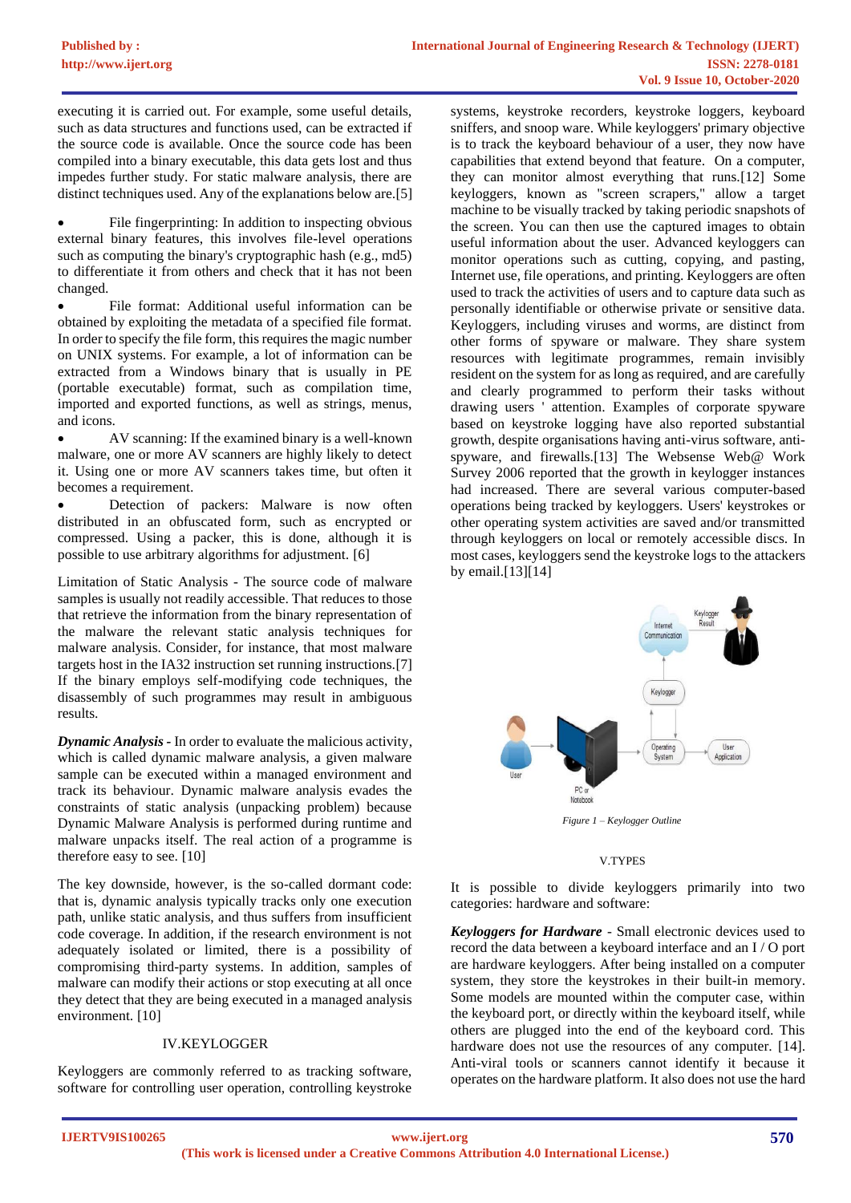executing it is carried out. For example, some useful details, such as data structures and functions used, can be extracted if the source code is available. Once the source code has been compiled into a binary executable, this data gets lost and thus impedes further study. For static malware analysis, there are distinct techniques used. Any of the explanations below are.[5]

- File fingerprinting: In addition to inspecting obvious external binary features, this involves file-level operations such as computing the binary's cryptographic hash (e.g., md5) to differentiate it from others and check that it has not been changed.
- File format: Additional useful information can be obtained by exploiting the metadata of a specified file format. In order to specify the file form, this requires the magic number on UNIX systems. For example, a lot of information can be extracted from a Windows binary that is usually in PE (portable executable) format, such as compilation time, imported and exported functions, as well as strings, menus, and icons.
- AV scanning: If the examined binary is a well-known malware, one or more AV scanners are highly likely to detect it. Using one or more AV scanners takes time, but often it becomes a requirement.
- Detection of packers: Malware is now often distributed in an obfuscated form, such as encrypted or compressed. Using a packer, this is done, although it is possible to use arbitrary algorithms for adjustment. [6]

Limitation of Static Analysis - The source code of malware samples is usually not readily accessible. That reduces to those that retrieve the information from the binary representation of the malware the relevant static analysis techniques for malware analysis. Consider, for instance, that most malware targets host in the IA32 instruction set running instructions.[7] If the binary employs self-modifying code techniques, the disassembly of such programmes may result in ambiguous results.

***Dynamic Analysis*** - In order to evaluate the malicious activity, which is called dynamic malware analysis, a given malware sample can be executed within a managed environment and track its behaviour. Dynamic malware analysis evades the constraints of static analysis (unpacking problem) because Dynamic Malware Analysis is performed during runtime and malware unpacks itself. The real action of a programme is therefore easy to see. [10]

The key downside, however, is the so-called dormant code: that is, dynamic analysis typically tracks only one execution path, unlike static analysis, and thus suffers from insufficient code coverage. In addition, if the research environment is not adequately isolated or limited, there is a possibility of compromising third-party systems. In addition, samples of malware can modify their actions or stop executing at all once they detect that they are being executed in a managed analysis environment. [10]

## IV.KEYLOGGER

Keyloggers are commonly referred to as tracking software, software for controlling user operation, controlling keystroke systems, keystroke recorders, keystroke loggers, keyboard sniffers, and snoop ware. While keyloggers' primary objective is to track the keyboard behaviour of a user, they now have capabilities that extend beyond that feature. On a computer, they can monitor almost everything that runs.[12] Some keyloggers, known as "screen scrapers," allow a target machine to be visually tracked by taking periodic snapshots of the screen. You can then use the captured images to obtain useful information about the user. Advanced keyloggers can monitor operations such as cutting, copying, and pasting, Internet use, file operations, and printing. Keyloggers are often used to track the activities of users and to capture data such as personally identifiable or otherwise private or sensitive data. Keyloggers, including viruses and worms, are distinct from other forms of spyware or malware. They share system resources with legitimate programmes, remain invisibly resident on the system for as long as required, and are carefully and clearly programmed to perform their tasks without drawing users ' attention. Examples of corporate spyware based on keystroke logging have also reported substantial growth, despite organisations having anti-virus software, anti-spyware, and firewalls.[13] The Websense Web@ Work Survey 2006 reported that the growth in keylogger instances had increased. There are several various computer-based operations being tracked by keyloggers. Users' keystrokes or other operating system activities are saved and/or transmitted through keyloggers on local or remotely accessible discs. In most cases, keyloggers send the keystroke logs to the attackers by email.[13][14]

*Figure 1 – Keylogger Outline*

## V.TYPES

It is possible to divide keyloggers primarily into two categories: hardware and software:

***Keyloggers for Hardware*** - Small electronic devices used to record the data between a keyboard interface and an I / O port are hardware keyloggers. After being installed on a computer system, they store the keystrokes in their built-in memory. Some models are mounted within the computer case, within the keyboard port, or directly within the keyboard itself, while others are plugged into the end of the keyboard cord. This hardware does not use the resources of any computer. [14]. Anti-viral tools or scanners cannot identify it because it operates on the hardware platform. It also does not use the hard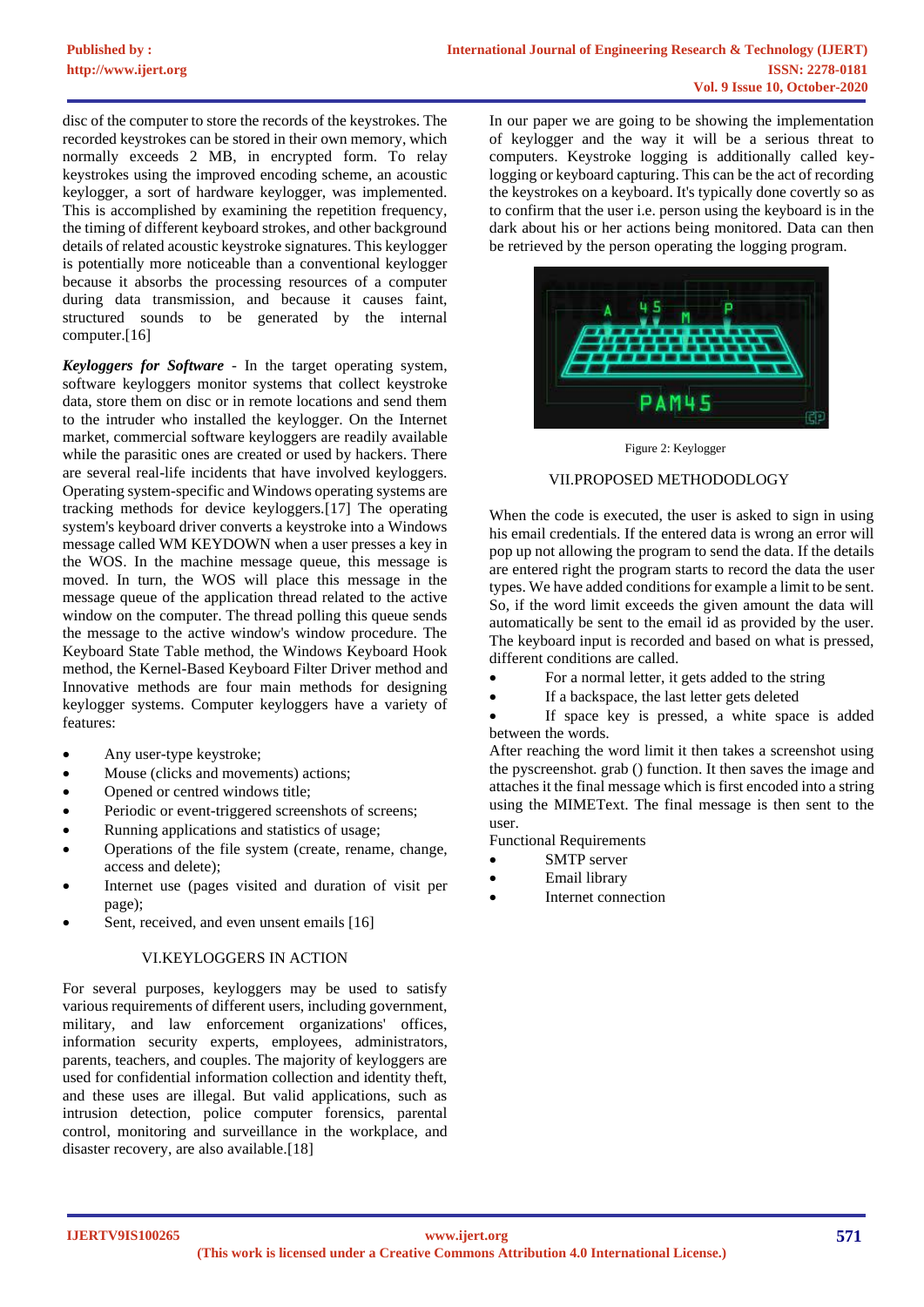disc of the computer to store the records of the keystrokes. The recorded keystrokes can be stored in their own memory, which normally exceeds 2 MB, in encrypted form. To relay keystrokes using the improved encoding scheme, an acoustic keylogger, a sort of hardware keylogger, was implemented. This is accomplished by examining the repetition frequency, the timing of different keyboard strokes, and other background details of related acoustic keystroke signatures. This keylogger is potentially more noticeable than a conventional keylogger because it absorbs the processing resources of a computer during data transmission, and because it causes faint, structured sounds to be generated by the internal computer.[16]

***Keyloggers for Software*** - In the target operating system, software keyloggers monitor systems that collect keystroke data, store them on disc or in remote locations and send them to the intruder who installed the keylogger. On the Internet market, commercial software keyloggers are readily available while the parasitic ones are created or used by hackers. There are several real-life incidents that have involved keyloggers. Operating system-specific and Windows operating systems are tracking methods for device keyloggers.[17] The operating system's keyboard driver converts a keystroke into a Windows message called WM KEYDOWN when a user presses a key in the WOS. In the machine message queue, this message is moved. In turn, the WOS will place this message in the message queue of the application thread related to the active window on the computer. The thread polling this queue sends the message to the active window's window procedure. The Keyboard State Table method, the Windows Keyboard Hook method, the Kernel-Based Keyboard Filter Driver method and Innovative methods are four main methods for designing keylogger systems. Computer keyloggers have a variety of features:

- Any user-type keystroke;
- Mouse (clicks and movements) actions;
- Opened or centred windows title;
- Periodic or event-triggered screenshots of screens;
- Running applications and statistics of usage;
- Operations of the file system (create, rename, change, access and delete);
- Internet use (pages visited and duration of visit per page);
- Sent, received, and even unsent emails [16]

## VI.KEYLOGGERS IN ACTION

For several purposes, keyloggers may be used to satisfy various requirements of different users, including government, military, and law enforcement organizations' offices, information security experts, employees, administrators, parents, teachers, and couples. The majority of keyloggers are used for confidential information collection and identity theft, and these uses are illegal. But valid applications, such as intrusion detection, police computer forensics, parental control, monitoring and surveillance in the workplace, and disaster recovery, are also available.[18]

In our paper we are going to be showing the implementation of keylogger and the way it will be a serious threat to computers. Keystroke logging is additionally called key-logging or keyboard capturing. This can be the act of recording the keystrokes on a keyboard. It's typically done covertly so as to confirm that the user i.e. person using the keyboard is in the dark about his or her actions being monitored. Data can then be retrieved by the person operating the logging program.

Figure 2: Keylogger

## VII.PROPOSED METHODODLOGY

When the code is executed, the user is asked to sign in using his email credentials. If the entered data is wrong an error will pop up not allowing the program to send the data. If the details are entered right the program starts to record the data the user types. We have added conditions for example a limit to be sent. So, if the word limit exceeds the given amount the data will automatically be sent to the email id as provided by the user. The keyboard input is recorded and based on what is pressed, different conditions are called.

- For a normal letter, it gets added to the string
- If a backspace, the last letter gets deleted
- If space key is pressed, a white space is added between the words.

After reaching the word limit it then takes a screenshot using the pyscreenshot. grab () function. It then saves the image and attaches it the final message which is first encoded into a string using the MIMEText. The final message is then sent to the user.

Functional Requirements

- SMTP server
- Email library
- Internet connection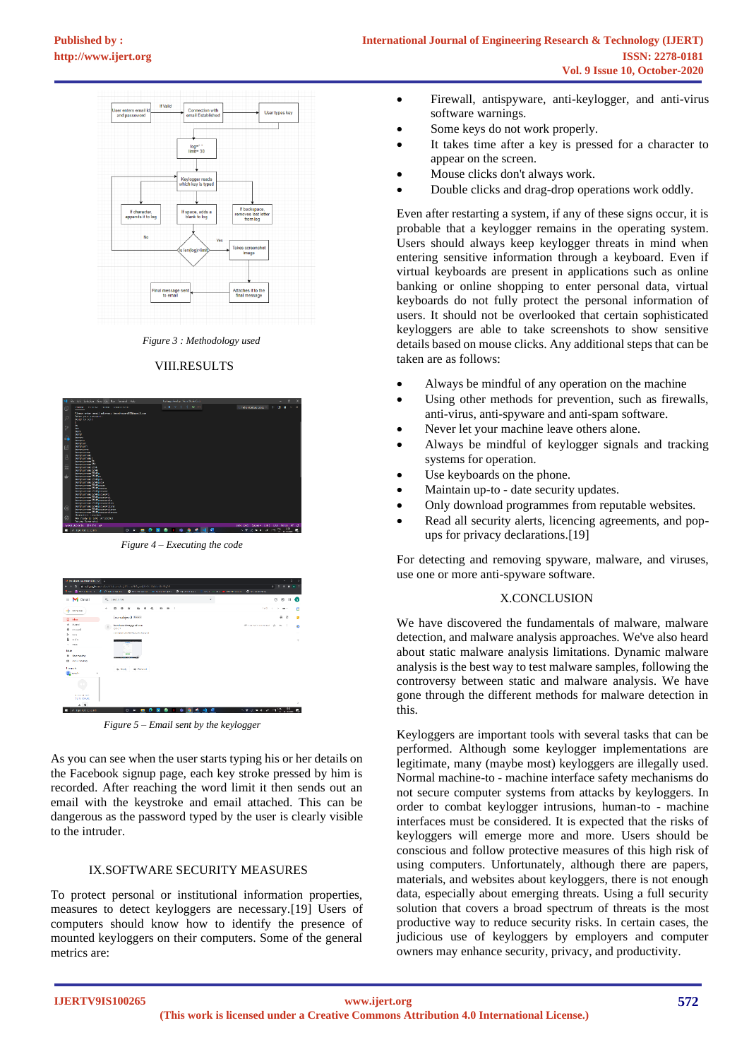Figure 3 : Methodology used

## VIII.RESULTS

Figure 4 – Executing the code

Figure 5 – Email sent by the keylogger

As you can see when the user starts typing his or her details on the Facebook signup page, each key stroke pressed by him is recorded. After reaching the word limit it then sends out an email with the keystroke and email attached. This can be dangerous as the password typed by the user is clearly visible to the intruder.

## IX.SOFTWARE SECURITY MEASURES

To protect personal or institutional information properties, measures to detect keyloggers are necessary.[19] Users of computers should know how to identify the presence of mounted keyloggers on their computers. Some of the general metrics are:

- Firewall, antispyware, anti-keylogger, and anti-virus software warnings.
- Some keys do not work properly.
- It takes time after a key is pressed for a character to appear on the screen.
- Mouse clicks don't always work.
- Double clicks and drag-drop operations work oddly.

Even after restarting a system, if any of these signs occur, it is probable that a keylogger remains in the operating system. Users should always keep keylogger threats in mind when entering sensitive information through a keyboard. Even if virtual keyboards are present in applications such as online banking or online shopping to enter personal data, virtual keyboards do not fully protect the personal information of users. It should not be overlooked that certain sophisticated keyloggers are able to take screenshots to show sensitive details based on mouse clicks. Any additional steps that can be taken are as follows:

- Always be mindful of any operation on the machine
- Using other methods for prevention, such as firewalls, anti-virus, anti-spyware and anti-spam software.
- Never let your machine leave others alone.
- Always be mindful of keylogger signals and tracking systems for operation.
- Use keyboards on the phone.
- Maintain up-to - date security updates.
- Only download programmes from reputable websites.
- Read all security alerts, licencing agreements, and pop-ups for privacy declarations.[19]

For detecting and removing spyware, malware, and viruses, use one or more anti-spyware software.

## X.CONCLUSION

We have discovered the fundamentals of malware, malware detection, and malware analysis approaches. We've also heard about static malware analysis limitations. Dynamic malware analysis is the best way to test malware samples, following the controversy between static and malware analysis. We have gone through the different methods for malware detection in this.

Keyloggers are important tools with several tasks that can be performed. Although some keylogger implementations are legitimate, many (maybe most) keyloggers are illegally used. Normal machine-to - machine interface safety mechanisms do not secure computer systems from attacks by keyloggers. In order to combat keylogger intrusions, human-to - machine interfaces must be considered. It is expected that the risks of keyloggers will emerge more and more. Users should be conscious and follow protective measures of this high risk of using computers. Unfortunately, although there are papers, materials, and websites about keyloggers, there is not enough data, especially about emerging threats. Using a full security solution that covers a broad spectrum of threats is the most productive way to reduce security risks. In certain cases, the judicious use of keyloggers by employers and computer owners may enhance security, privacy, and productivity.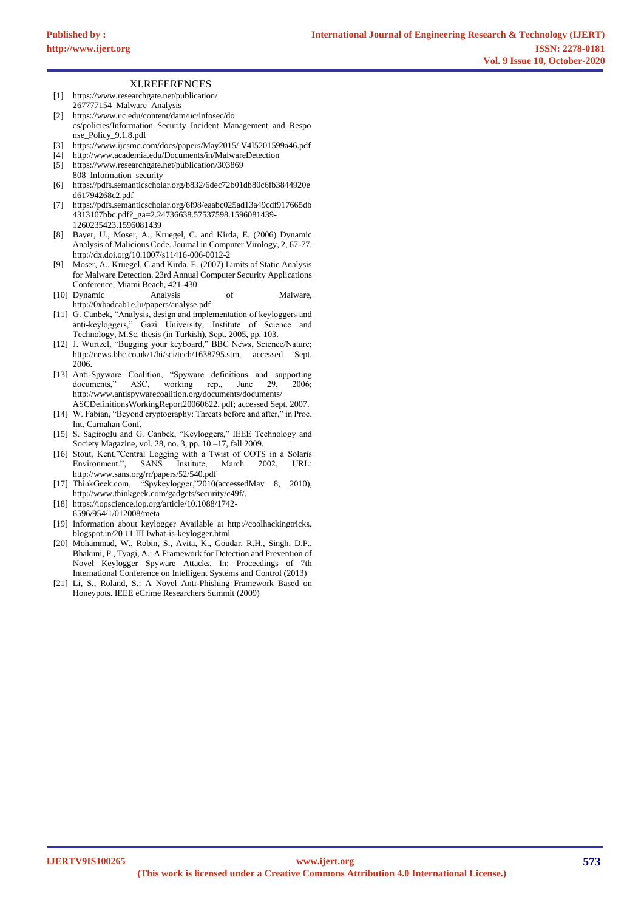## XI.REFERENCES

[1] https://www.researchgate.net/publication/267777154_Malware_Analysis

[2] https://www.uc.edu/content/dam/uc/infosec/docs/policies/Information_Security_Incident_Management_and_Response_Policy_9.1.8.pdf

[3] https://www.ijcsmc.com/docs/papers/May2015/ V4I5201599a46.pdf

[4] http://www.academia.edu/Documents/in/MalwareDetection

[5] https://www.researchgate.net/publication/303869808_Information_security

[6] https://pdfs.semanticscholar.org/b832/6dec72b01db80c6fb3844920ed61794268c2.pdf

[7] https://pdfs.semanticscholar.org/6f98/eaabc025ad13a49cdf917665db4313107bbc.pdf?_ga=2.24736638.57537598.1596081439-1260235423.1596081439

[8] Bayer, U., Moser, A., Kruegel, C. and Kirda, E. (2006) Dynamic Analysis of Malicious Code. Journal in Computer Virology, 2, 67-77. http://dx.doi.org/10.1007/s11416-006-0012-2

[9] Moser, A., Kruegel, C.and Kirda, E. (2007) Limits of Static Analysis for Malware Detection. 23rd Annual Computer Security Applications Conference, Miami Beach, 421-430.

[10] Dynamic Analysis of Malware, http://0xbadcab1e.lu/papers/analyse.pdf

[11] G. Canbek, "Analysis, design and implementation of keyloggers and anti-keyloggers," Gazi University, Institute of Science and Technology, M.Sc. thesis (in Turkish), Sept. 2005, pp. 103.

[12] J. Wurtzel, "Bugging your keyboard," BBC News, Science/Nature; http://news.bbc.co.uk/1/hi/sci/tech/1638795.stm, accessed Sept. 2006.

[13] Anti-Spyware Coalition, "Spyware definitions and supporting documents," ASC, working rep., June 29, 2006; http://www.antispywarecoalition.org/documents/documents/ASCDefinitionsWorkingReport20060622. pdf; accessed Sept. 2007.

[14] W. Fabian, "Beyond cryptography: Threats before and after," in Proc. Int. Carnahan Conf.

[15] S. Sagiroglu and G. Canbek, "Keyloggers," IEEE Technology and Society Magazine, vol. 28, no. 3, pp. 10 –17, fall 2009.

[16] Stout, Kent,"Central Logging with a Twist of COTS in a Solaris Environment.", SANS Institute, March 2002, URL: http://www.sans.org/rr/papers/52/540.pdf

[17] ThinkGeek.com, "Spykeylogger,"2010(accessedMay 8, 2010), http://www.thinkgeek.com/gadgets/security/c49f/.

[18] https://iopscience.iop.org/article/10.1088/1742-6596/954/1/012008/meta

[19] Information about keylogger Available at http://coolhackingtricks.blogspot.in/20 11 III Iwhat-is-keylogger.html

[20] Mohammad, W., Robin, S., Avita, K., Goudar, R.H., Singh, D.P., Bhakuni, P., Tyagi, A.: A Framework for Detection and Prevention of Novel Keylogger Spyware Attacks. In: Proceedings of 7th International Conference on Intelligent Systems and Control (2013)

[21] Li, S., Roland, S.: A Novel Anti-Phishing Framework Based on Honeypots. IEEE eCrime Researchers Summit (2009)